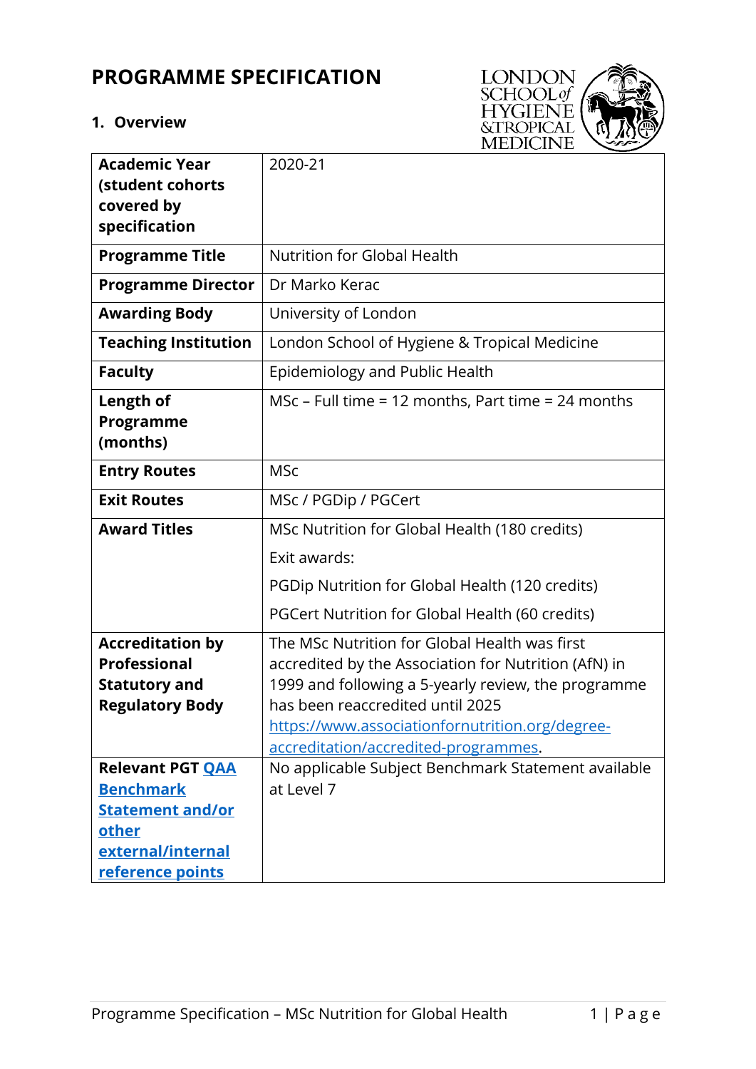# PROGRAMME SPECIFICATION

## 1. Overview

| | |
|---|---|
| **Academic Year (student cohorts covered by specification** | 2020-21 |
| **Programme Title** | Nutrition for Global Health |
| **Programme Director** | Dr Marko Kerac |
| **Awarding Body** | University of London |
| **Teaching Institution** | London School of Hygiene & Tropical Medicine |
| **Faculty** | Epidemiology and Public Health |
| **Length of Programme (months)** | MSc – Full time = 12 months, Part time = 24 months |
| **Entry Routes** | MSc |
| **Exit Routes** | MSc / PGDip / PGCert |
| **Award Titles** | MSc Nutrition for Global Health (180 credits)<br>Exit awards:<br>PGDip Nutrition for Global Health (120 credits)<br>PGCert Nutrition for Global Health (60 credits) |
| **Accreditation by Professional Statutory and Regulatory Body** | The MSc Nutrition for Global Health was first accredited by the Association for Nutrition (AfN) in 1999 and following a 5-yearly review, the programme has been reaccredited until 2025 https://www.associationfornutrition.org/degree-accreditation/accredited-programmes. |
| **Relevant PGT QAA Benchmark Statement and/or other external/internal reference points** | No applicable Subject Benchmark Statement available at Level 7 |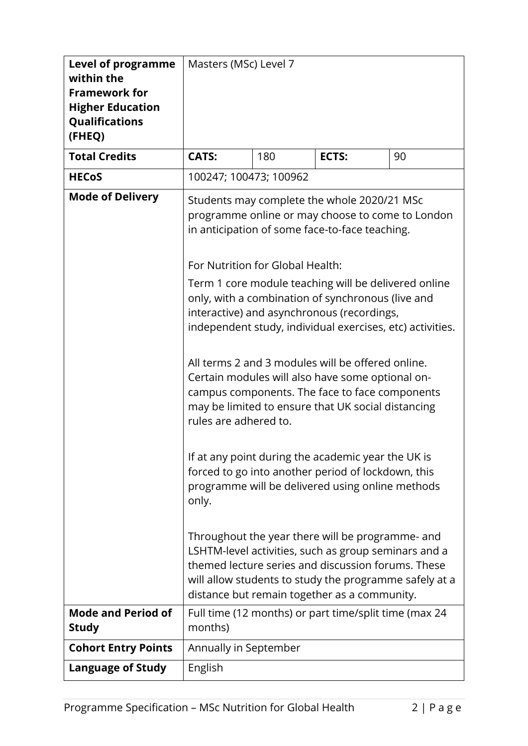| Level of programme within the Framework for Higher Education Qualifications (FHEQ) | Masters (MSc) Level 7 | | | |
|---|---|---|---|---|
| **Total Credits** | **CATS:** | 180 | **ECTS:** | 90 |
| **HECoS** | 100247; 100473; 100962 | | | |
| **Mode of Delivery** | Students may complete the whole 2020/21 MSc programme online or may choose to come to London in anticipation of some face-to-face teaching.<br><br>For Nutrition for Global Health:<br><br>Term 1 core module teaching will be delivered online only, with a combination of synchronous (live and interactive) and asynchronous (recordings, independent study, individual exercises, etc) activities.<br><br>All terms 2 and 3 modules will be offered online. Certain modules will also have some optional on-campus components. The face to face components may be limited to ensure that UK social distancing rules are adhered to.<br><br>If at any point during the academic year the UK is forced to go into another period of lockdown, this programme will be delivered using online methods only.<br><br>Throughout the year there will be programme- and LSHTM-level activities, such as group seminars and a themed lecture series and discussion forums. These will allow students to study the programme safely at a distance but remain together as a community. | | | |
| **Mode and Period of Study** | Full time (12 months) or part time/split time (max 24 months) | | | |
| **Cohort Entry Points** | Annually in September | | | |
| **Language of Study** | English | | | |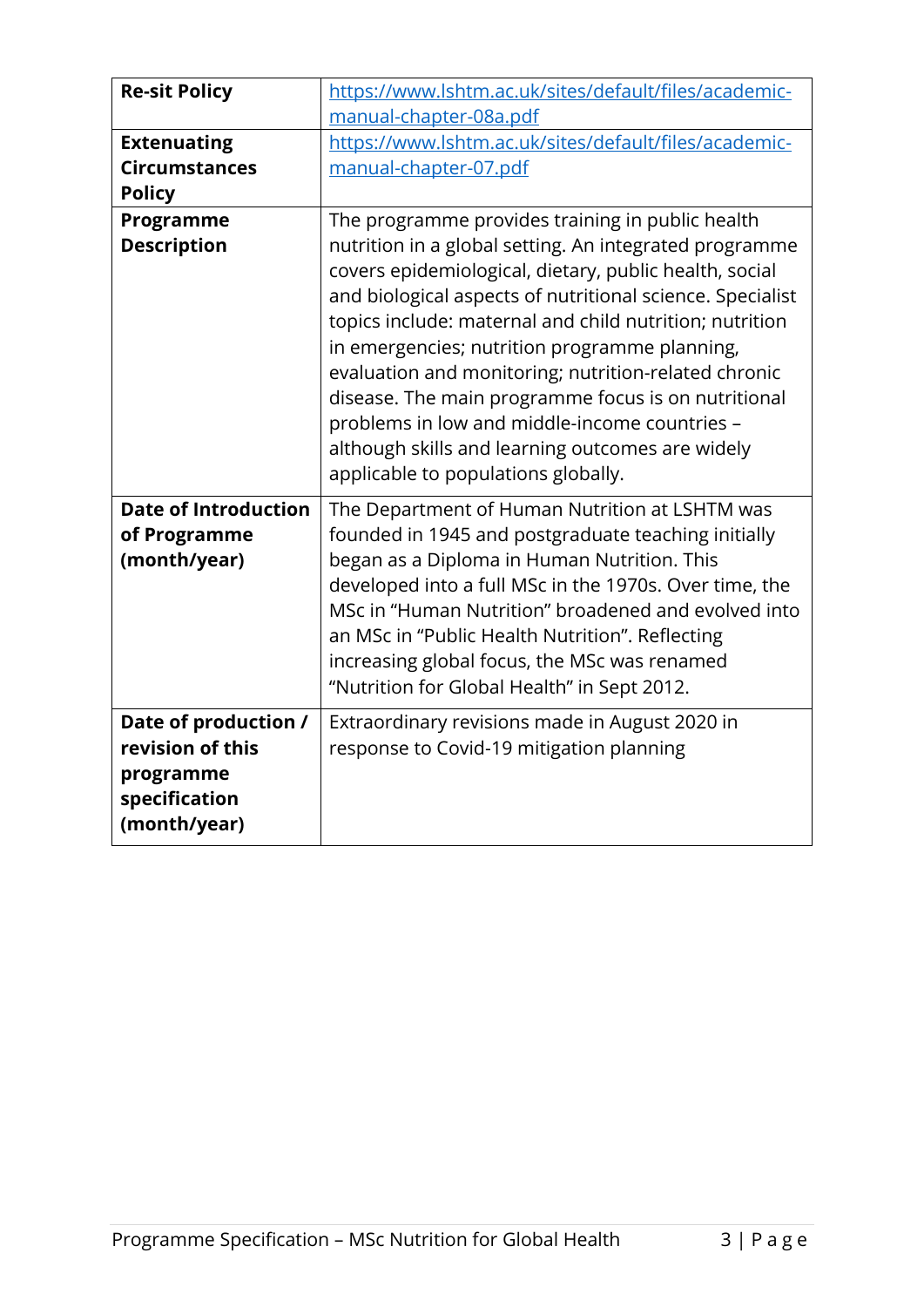| **Re-sit Policy** | https://www.lshtm.ac.uk/sites/default/files/academic-manual-chapter-08a.pdf |
|---|---|
| **Extenuating Circumstances Policy** | https://www.lshtm.ac.uk/sites/default/files/academic-manual-chapter-07.pdf |
| **Programme Description** | The programme provides training in public health nutrition in a global setting. An integrated programme covers epidemiological, dietary, public health, social and biological aspects of nutritional science. Specialist topics include: maternal and child nutrition; nutrition in emergencies; nutrition programme planning, evaluation and monitoring; nutrition-related chronic disease. The main programme focus is on nutritional problems in low and middle-income countries – although skills and learning outcomes are widely applicable to populations globally. |
| **Date of Introduction of Programme (month/year)** | The Department of Human Nutrition at LSHTM was founded in 1945 and postgraduate teaching initially began as a Diploma in Human Nutrition. This developed into a full MSc in the 1970s. Over time, the MSc in "Human Nutrition" broadened and evolved into an MSc in "Public Health Nutrition". Reflecting increasing global focus, the MSc was renamed "Nutrition for Global Health" in Sept 2012. |
| **Date of production / revision of this programme specification (month/year)** | Extraordinary revisions made in August 2020 in response to Covid-19 mitigation planning |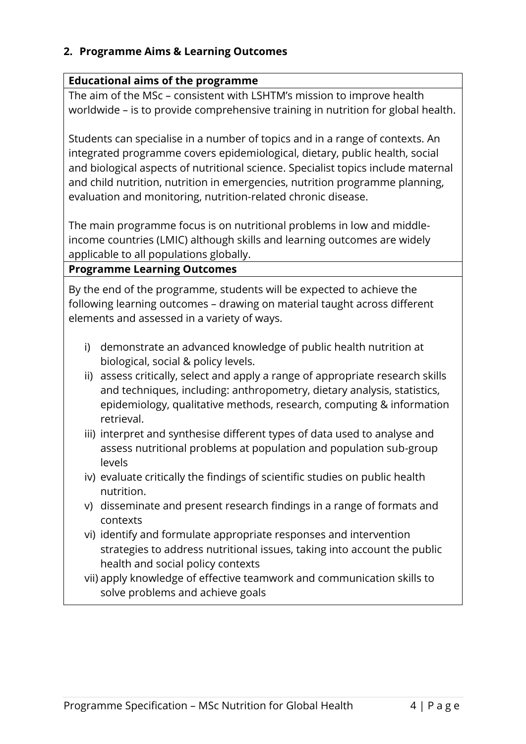## 2. Programme Aims & Learning Outcomes

**Educational aims of the programme**

The aim of the MSc – consistent with LSHTM's mission to improve health worldwide – is to provide comprehensive training in nutrition for global health.

Students can specialise in a number of topics and in a range of contexts. An integrated programme covers epidemiological, dietary, public health, social and biological aspects of nutritional science. Specialist topics include maternal and child nutrition, nutrition in emergencies, nutrition programme planning, evaluation and monitoring, nutrition-related chronic disease.

The main programme focus is on nutritional problems in low and middle-income countries (LMIC) although skills and learning outcomes are widely applicable to all populations globally.

**Programme Learning Outcomes**

By the end of the programme, students will be expected to achieve the following learning outcomes – drawing on material taught across different elements and assessed in a variety of ways.

- i) demonstrate an advanced knowledge of public health nutrition at biological, social & policy levels.
- ii) assess critically, select and apply a range of appropriate research skills and techniques, including: anthropometry, dietary analysis, statistics, epidemiology, qualitative methods, research, computing & information retrieval.
- iii) interpret and synthesise different types of data used to analyse and assess nutritional problems at population and population sub-group levels
- iv) evaluate critically the findings of scientific studies on public health nutrition.
- v) disseminate and present research findings in a range of formats and contexts
- vi) identify and formulate appropriate responses and intervention strategies to address nutritional issues, taking into account the public health and social policy contexts
- vii) apply knowledge of effective teamwork and communication skills to solve problems and achieve goals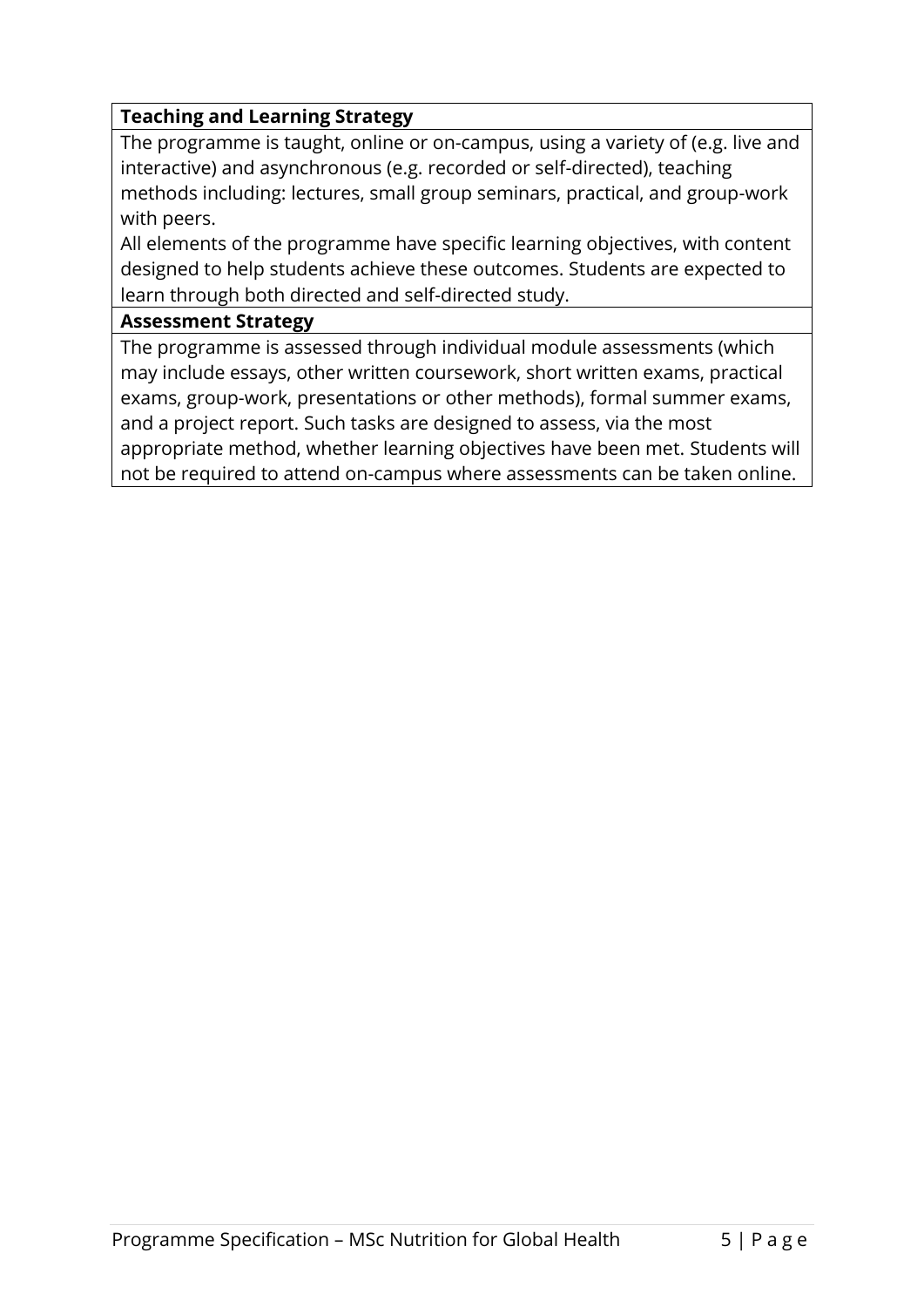| **Teaching and Learning Strategy** |
| --- |
| The programme is taught, online or on-campus, using a variety of (e.g. live and interactive) and asynchronous (e.g. recorded or self-directed), teaching methods including: lectures, small group seminars, practical, and group-work with peers.<br>All elements of the programme have specific learning objectives, with content designed to help students achieve these outcomes. Students are expected to learn through both directed and self-directed study. |
| **Assessment Strategy** |
| The programme is assessed through individual module assessments (which may include essays, other written coursework, short written exams, practical exams, group-work, presentations or other methods), formal summer exams, and a project report. Such tasks are designed to assess, via the most appropriate method, whether learning objectives have been met. Students will not be required to attend on-campus where assessments can be taken online. |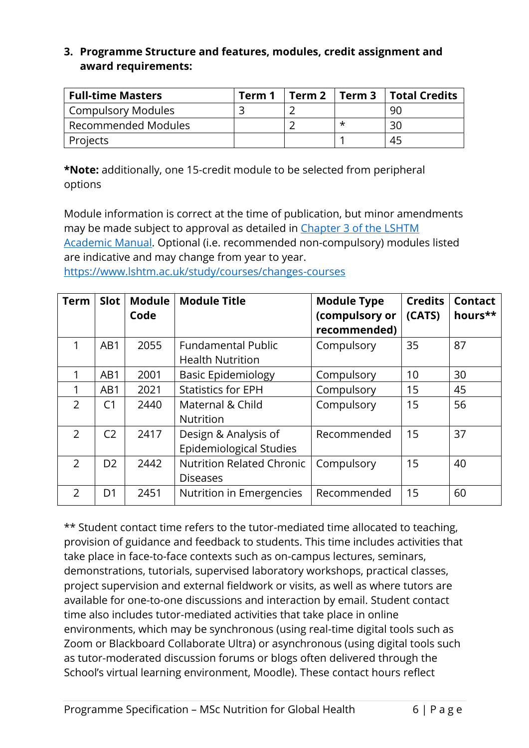### 3. Programme Structure and features, modules, credit assignment and award requirements:

| Full-time Masters | Term 1 | Term 2 | Term 3 | Total Credits |
|---|---|---|---|---|
| Compulsory Modules | 3 | 2 | | 90 |
| Recommended Modules | | 2 | * | 30 |
| Projects | | | 1 | 45 |

***Note:** additionally, one 15-credit module to be selected from peripheral options

Module information is correct at the time of publication, but minor amendments may be made subject to approval as detailed in [Chapter 3 of the LSHTM Academic Manual](). Optional (i.e. recommended non-compulsory) modules listed are indicative and may change from year to year. [https://www.lshtm.ac.uk/study/courses/changes-courses](https://www.lshtm.ac.uk/study/courses/changes-courses)

| Term | Slot | Module Code | Module Title | Module Type (compulsory or recommended) | Credits (CATS) | Contact hours** |
|---|---|---|---|---|---|---|
| 1 | AB1 | 2055 | Fundamental Public Health Nutrition | Compulsory | 35 | 87 |
| 1 | AB1 | 2001 | Basic Epidemiology | Compulsory | 10 | 30 |
| 1 | AB1 | 2021 | Statistics for EPH | Compulsory | 15 | 45 |
| 2 | C1 | 2440 | Maternal & Child Nutrition | Compulsory | 15 | 56 |
| 2 | C2 | 2417 | Design & Analysis of Epidemiological Studies | Recommended | 15 | 37 |
| 2 | D2 | 2442 | Nutrition Related Chronic Diseases | Compulsory | 15 | 40 |
| 2 | D1 | 2451 | Nutrition in Emergencies | Recommended | 15 | 60 |

** Student contact time refers to the tutor-mediated time allocated to teaching, provision of guidance and feedback to students. This time includes activities that take place in face-to-face contexts such as on-campus lectures, seminars, demonstrations, tutorials, supervised laboratory workshops, practical classes, project supervision and external fieldwork or visits, as well as where tutors are available for one-to-one discussions and interaction by email. Student contact time also includes tutor-mediated activities that take place in online environments, which may be synchronous (using real-time digital tools such as Zoom or Blackboard Collaborate Ultra) or asynchronous (using digital tools such as tutor-moderated discussion forums or blogs often delivered through the School's virtual learning environment, Moodle). These contact hours reflect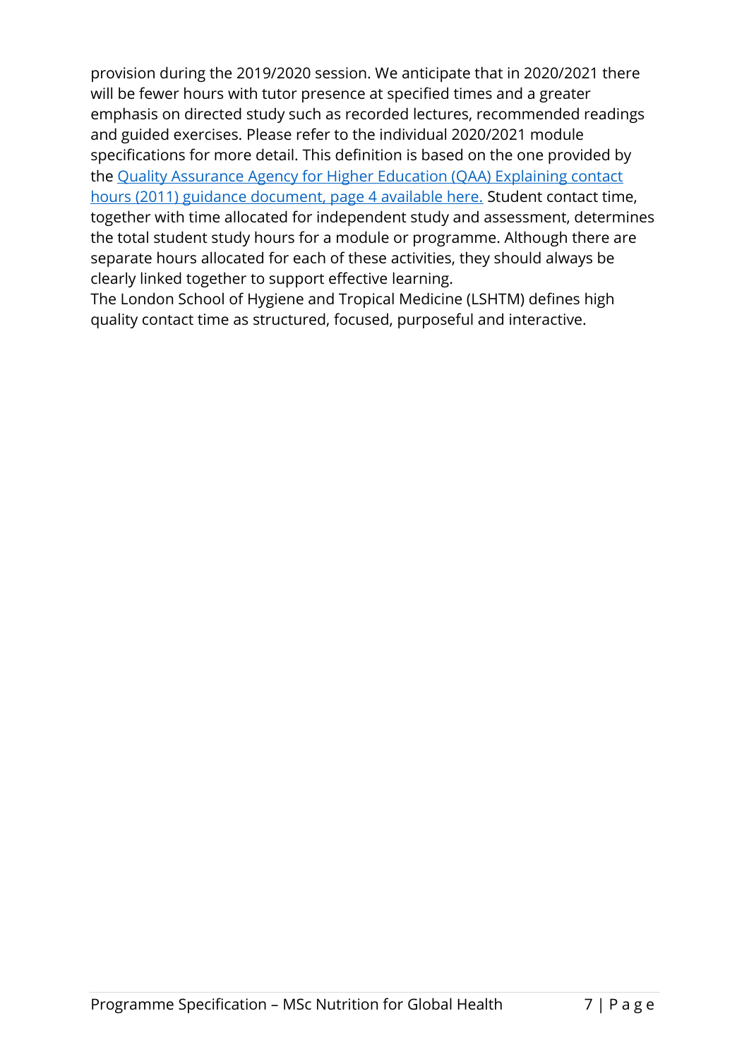provision during the 2019/2020 session. We anticipate that in 2020/2021 there will be fewer hours with tutor presence at specified times and a greater emphasis on directed study such as recorded lectures, recommended readings and guided exercises. Please refer to the individual 2020/2021 module specifications for more detail. This definition is based on the one provided by the Quality Assurance Agency for Higher Education (QAA) Explaining contact hours (2011) guidance document, page 4 available here. Student contact time, together with time allocated for independent study and assessment, determines the total student study hours for a module or programme. Although there are separate hours allocated for each of these activities, they should always be clearly linked together to support effective learning.

The London School of Hygiene and Tropical Medicine (LSHTM) defines high quality contact time as structured, focused, purposeful and interactive.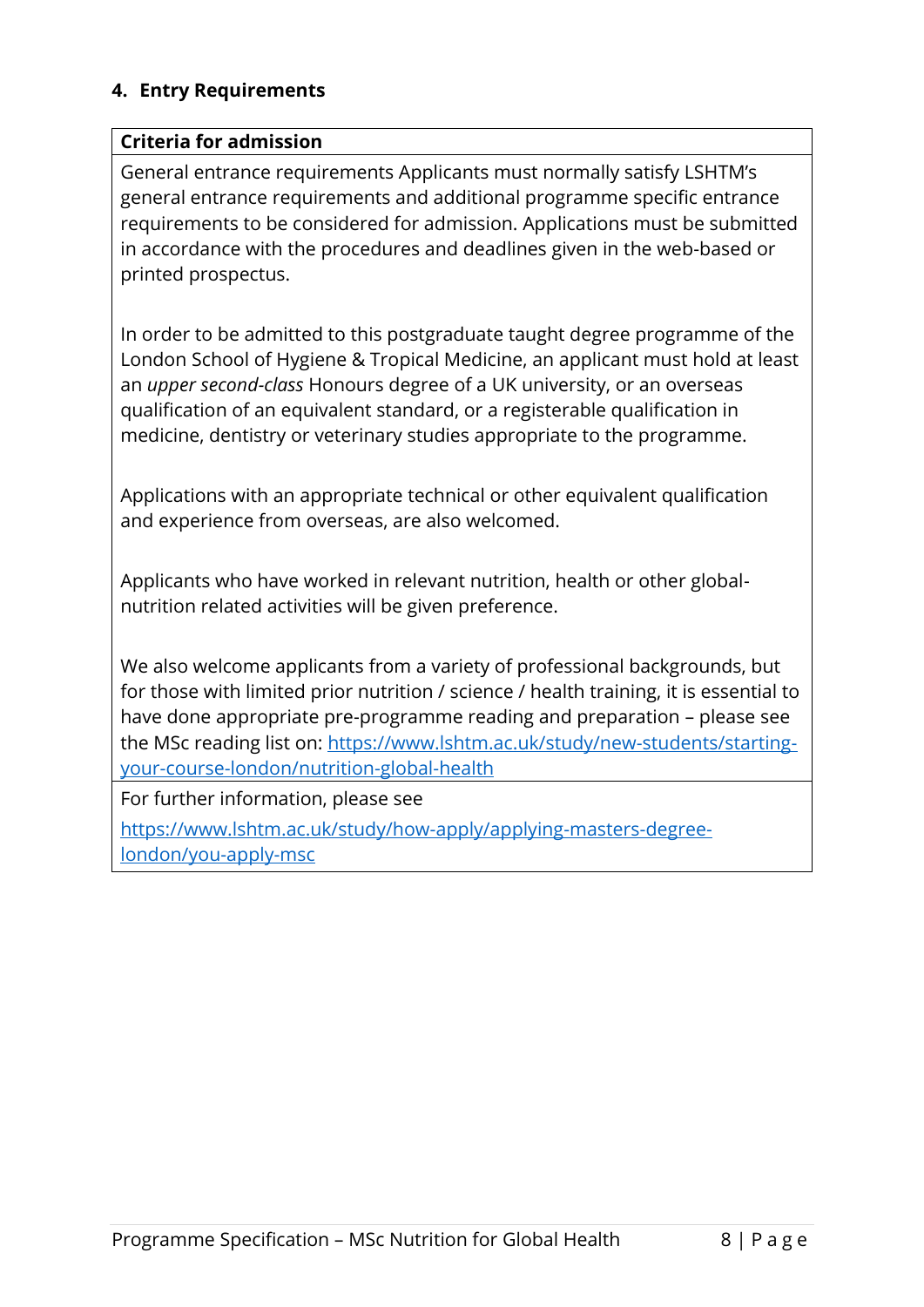## 4. Entry Requirements

| Criteria for admission |
| --- |
| General entrance requirements Applicants must normally satisfy LSHTM's general entrance requirements and additional programme specific entrance requirements to be considered for admission. Applications must be submitted in accordance with the procedures and deadlines given in the web-based or printed prospectus.<br><br>In order to be admitted to this postgraduate taught degree programme of the London School of Hygiene & Tropical Medicine, an applicant must hold at least an *upper second-class* Honours degree of a UK university, or an overseas qualification of an equivalent standard, or a registerable qualification in medicine, dentistry or veterinary studies appropriate to the programme.<br><br>Applications with an appropriate technical or other equivalent qualification and experience from overseas, are also welcomed.<br><br>Applicants who have worked in relevant nutrition, health or other global-nutrition related activities will be given preference.<br><br>We also welcome applicants from a variety of professional backgrounds, but for those with limited prior nutrition / science / health training, it is essential to have done appropriate pre-programme reading and preparation – please see the MSc reading list on: https://www.lshtm.ac.uk/study/new-students/starting-your-course-london/nutrition-global-health |
| For further information, please see<br>https://www.lshtm.ac.uk/study/how-apply/applying-masters-degree-london/you-apply-msc |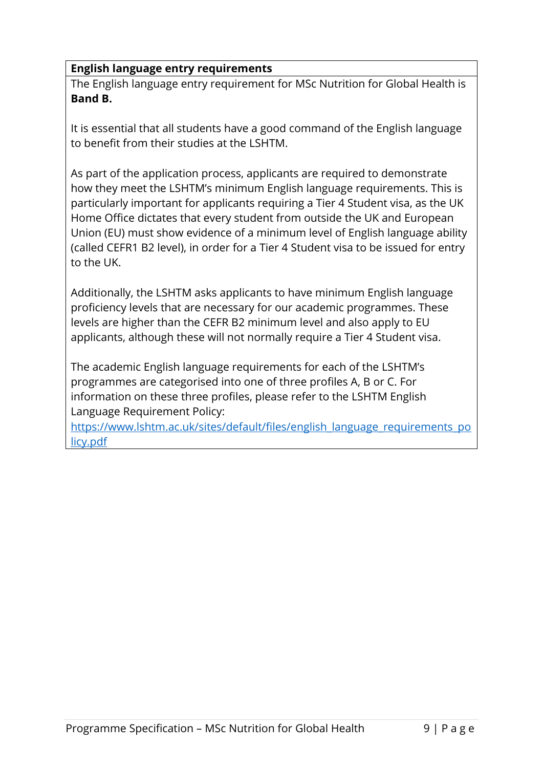**English language entry requirements**

The English language entry requirement for MSc Nutrition for Global Health is **Band B.**

It is essential that all students have a good command of the English language to benefit from their studies at the LSHTM.

As part of the application process, applicants are required to demonstrate how they meet the LSHTM's minimum English language requirements. This is particularly important for applicants requiring a Tier 4 Student visa, as the UK Home Office dictates that every student from outside the UK and European Union (EU) must show evidence of a minimum level of English language ability (called CEFR1 B2 level), in order for a Tier 4 Student visa to be issued for entry to the UK.

Additionally, the LSHTM asks applicants to have minimum English language proficiency levels that are necessary for our academic programmes. These levels are higher than the CEFR B2 minimum level and also apply to EU applicants, although these will not normally require a Tier 4 Student visa.

The academic English language requirements for each of the LSHTM's programmes are categorised into one of three profiles A, B or C. For information on these three profiles, please refer to the LSHTM English Language Requirement Policy:
[https://www.lshtm.ac.uk/sites/default/files/english_language_requirements_policy.pdf](https://www.lshtm.ac.uk/sites/default/files/english_language_requirements_policy.pdf)